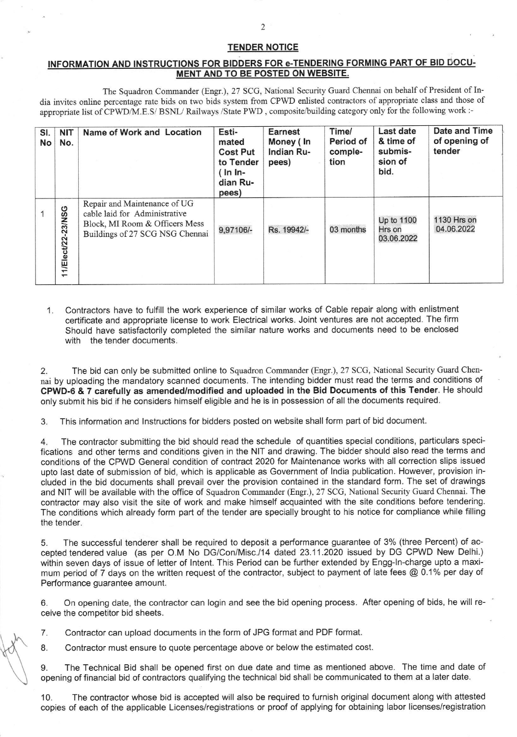## TENDER NOTICE

### INFORMATION AND INSTRUCTIONS FOR BIDDERS FOR e-TENDERING FORMING PART OF BID DOCUMENT AND TO BE POSTED ON WEBSITE.

The Squadron Commander (Engr.), 27 SCG, National Security Guard Chennai on behalf of President of India invites online percentage rate bids on two bids system from CPWD enlisted contractors of appropriate class and those of appropriate list of CPWD/M.E.S/ BSNL/ Railways /State PWD , composite/building category only for the following work :-

| Sl. No | NIT No. | Name of Work and Location | Estimated Cost Put to Tender ( In Indian Rupees) | Earnest Money ( In Indian Rupees) | Time/ Period of completion | Last date & time of submission of bid. | Date and Time of opening of tender |
|---|---|---|---|---|---|---|---|
| 1 | 11/Elect/22-23/NSG | Repair and Maintenance of UG cable laid for Administrative Block, MI Room & Officers Mess Buildings of 27 SCG NSG Chennai | 9,97106/- | Rs. 19942/- | 03 months | Up to 1100 Hrs on 03.06.2022 | 1130 Hrs on 04.06.2022 |

1. Contractors have to fulfill the work experience of similar works of Cable repair along with enlistment certificate and appropriate license to work Electrical works. Joint ventures are not accepted. The firm Should have satisfactorily completed the similar nature works and documents need to be enclosed with the tender documents.

2. The bid can only be submitted online to Squadron Commander (Engr.), 27 SCG, National Security Guard Chennai by uploading the mandatory scanned documents. The intending bidder must read the terms and conditions of **CPWD-6 & 7 carefully as amended/modified and uploaded in the Bid Documents of this Tender**. He should only submit his bid if he considers himself eligible and he is in possession of all the documents required.

3. This information and Instructions for bidders posted on website shall form part of bid document.

4. The contractor submitting the bid should read the schedule of quantities special conditions, particulars specifications and other terms and conditions given in the NIT and drawing. The bidder should also read the terms and conditions of the CPWD General condition of contract 2020 for Maintenance works with all correction slips issued upto last date of submission of bid, which is applicable as Government of India publication. However, provision included in the bid documents shall prevail over the provision contained in the standard form. The set of drawings and NIT will be available with the office of Squadron Commander (Engr.), 27 SCG, National Security Guard Chennai. The contractor may also visit the site of work and make himself acquainted with the site conditions before tendering. The conditions which already form part of the tender are specially brought to his notice for compliance while filling the tender.

5. The successful tenderer shall be required to deposit a performance guarantee of 3% (three Percent) of accepted tendered value (as per O.M No DG/Con/Misc./14 dated 23.11.2020 issued by DG CPWD New Delhi.) within seven days of issue of letter of Intent. This Period can be further extended by Engg-In-charge upto a maximum period of 7 days on the written request of the contractor, subject to payment of late fees @ 0.1% per day of Performance guarantee amount.

6. On opening date, the contractor can login and see the bid opening process. After opening of bids, he will receive the competitor bid sheets.

7. Contractor can upload documents in the form of JPG format and PDF format.

8. Contractor must ensure to quote percentage above or below the estimated cost.

9. The Technical Bid shall be opened first on due date and time as mentioned above. The time and date of opening of financial bid of contractors qualifying the technical bid shall be communicated to them at a later date.

10. The contractor whose bid is accepted will also be required to furnish original document along with attested copies of each of the applicable Licenses/registrations or proof of applying for obtaining labor licenses/registration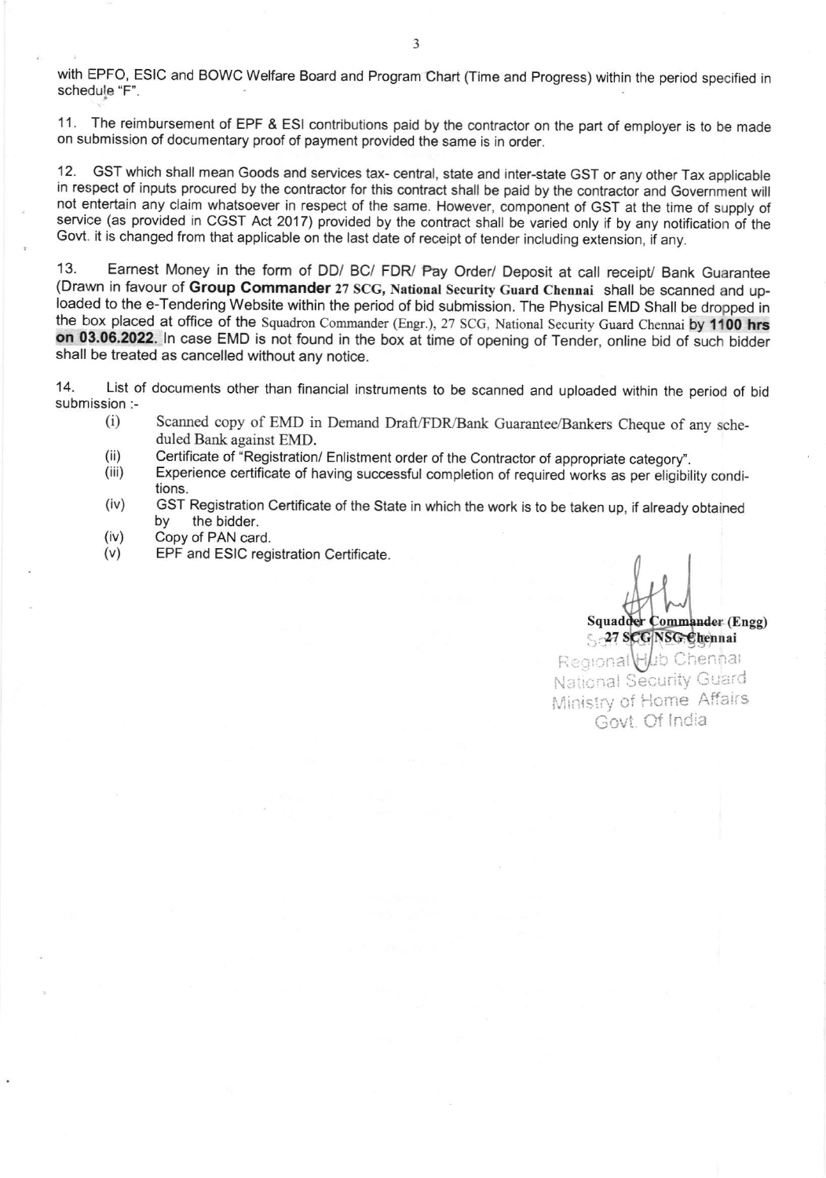with EPFO, ESIC and BOWC Welfare Board and Program Chart (Time and Progress) within the period specified in schedule "F".

11. The reimbursement of EPF & ESI contributions paid by the contractor on the part of employer is to be made on submission of documentary proof of payment provided the same is in order.

12. GST which shall mean Goods and services tax- central, state and inter-state GST or any other Tax applicable in respect of inputs procured by the contractor for this contract shall be paid by the contractor and Government will not entertain any claim whatsoever in respect of the same. However, component of GST at the time of supply of service (as provided in CGST Act 2017) provided by the contract shall be varied only if by any notification of the Govt. it is changed from that applicable on the last date of receipt of tender including extension, if any.

13. Earnest Money in the form of DD/ BC/ FDR/ Pay Order/ Deposit at call receipt/ Bank Guarantee (Drawn in favour of **Group Commander 27 SCG, National Security Guard Chennai** shall be scanned and uploaded to the e-Tendering Website within the period of bid submission. The Physical EMD Shall be dropped in the box placed at office of the Squadron Commander (Engr.), 27 SCG, National Security Guard Chennai **by 1100 hrs on 03.06.2022.** In case EMD is not found in the box at time of opening of Tender, online bid of such bidder shall be treated as cancelled without any notice.

14. List of documents other than financial instruments to be scanned and uploaded within the period of bid submission :-

- (i) Scanned copy of EMD in Demand Draft/FDR/Bank Guarantee/Bankers Cheque of any scheduled Bank against EMD.
- (ii) Certificate of "Registration/ Enlistment order of the Contractor of appropriate category".
- (iii) Experience certificate of having successful completion of required works as per eligibility conditions.
- (iv) GST Registration Certificate of the State in which the work is to be taken up, if already obtained by the bidder.
- (iv) Copy of PAN card.
- (v) EPF and ESIC registration Certificate.

**Squadron Commander (Engg)**
**27 SCG NSG Chennai**
Regional Hub Chennai
National Security Guard
Ministry of Home Affairs
Govt. Of India